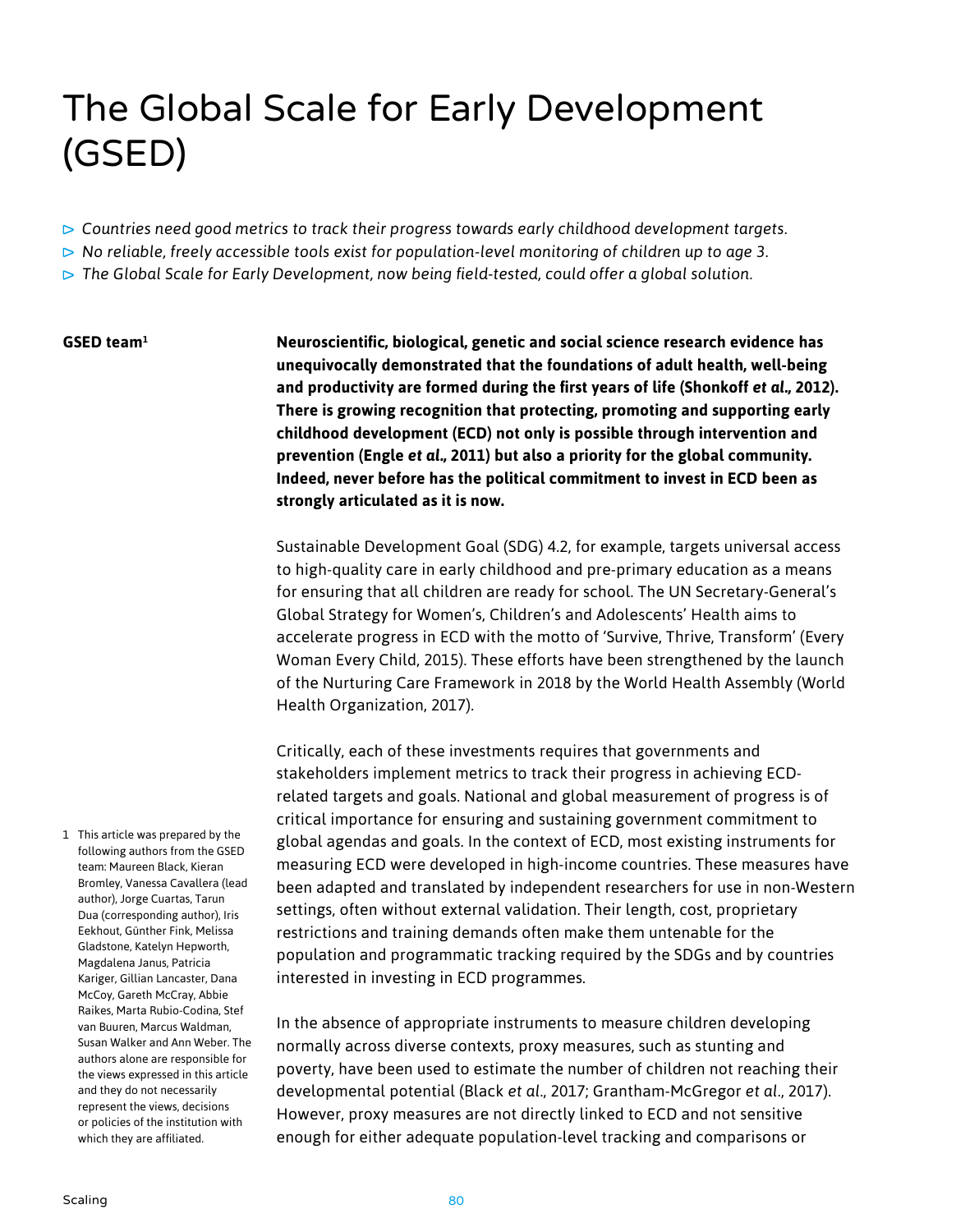# The Global Scale for Early Development (GSED)

- *Countries need good metrics to track their progress towards early childhood development targets.*
- *No reliable, freely accessible tools exist for population-level monitoring of children up to age 3.*
- *The Global Scale for Early Development, now being field-tested, could offer a global solution.*

**GSED team**[1]

**Neuroscientific, biological, genetic and social science research evidence has unequivocally demonstrated that the foundations of adult health, well-being and productivity are formed during the first years of life (Shonkoff *et al.*, 2012). There is growing recognition that protecting, promoting and supporting early childhood development (ECD) not only is possible through intervention and prevention (Engle *et al.*, 2011) but also a priority for the global community. Indeed, never before has the political commitment to invest in ECD been as strongly articulated as it is now.**

Sustainable Development Goal (SDG) 4.2, for example, targets universal access to high-quality care in early childhood and pre-primary education as a means for ensuring that all children are ready for school. The UN Secretary-General's Global Strategy for Women's, Children's and Adolescents' Health aims to accelerate progress in ECD with the motto of 'Survive, Thrive, Transform' (Every Woman Every Child, 2015). These efforts have been strengthened by the launch of the Nurturing Care Framework in 2018 by the World Health Assembly (World Health Organization, 2017).

Critically, each of these investments requires that governments and stakeholders implement metrics to track their progress in achieving ECD-related targets and goals. National and global measurement of progress is of critical importance for ensuring and sustaining government commitment to global agendas and goals. In the context of ECD, most existing instruments for measuring ECD were developed in high-income countries. These measures have been adapted and translated by independent researchers for use in non-Western settings, often without external validation. Their length, cost, proprietary restrictions and training demands often make them untenable for the population and programmatic tracking required by the SDGs and by countries interested in investing in ECD programmes.

In the absence of appropriate instruments to measure children developing normally across diverse contexts, proxy measures, such as stunting and poverty, have been used to estimate the number of children not reaching their developmental potential (Black *et al.*, 2017; Grantham-McGregor *et al.*, 2017). However, proxy measures are not directly linked to ECD and not sensitive enough for either adequate population-level tracking and comparisons or

[1] This article was prepared by the following authors from the GSED team: Maureen Black, Kieran Bromley, Vanessa Cavallera (lead author), Jorge Cuartas, Tarun Dua (corresponding author), Iris Eekhout, Günther Fink, Melissa Gladstone, Katelyn Hepworth, Magdalena Janus, Patricia Kariger, Gillian Lancaster, Dana McCoy, Gareth McCray, Abbie Raikes, Marta Rubio-Codina, Stef van Buuren, Marcus Waldman, Susan Walker and Ann Weber. The authors alone are responsible for the views expressed in this article and they do not necessarily represent the views, decisions or policies of the institution with which they are affiliated.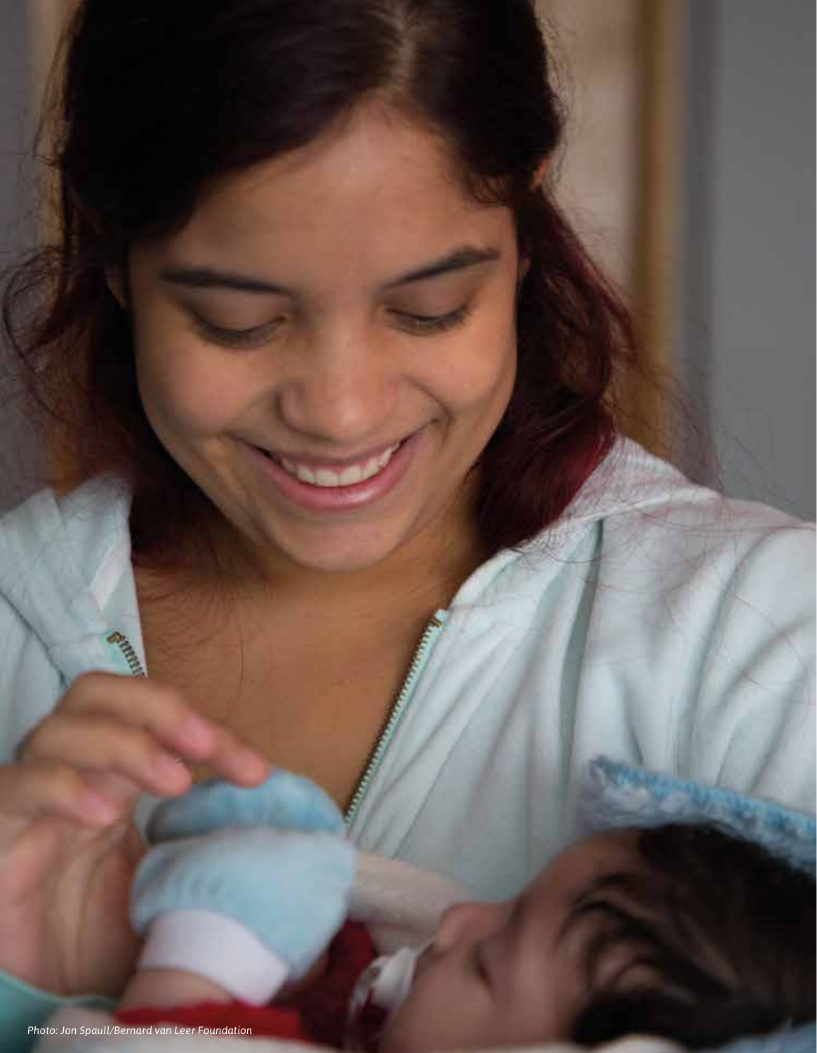*Photo: Jon Spaull/Bernard van Leer Foundation*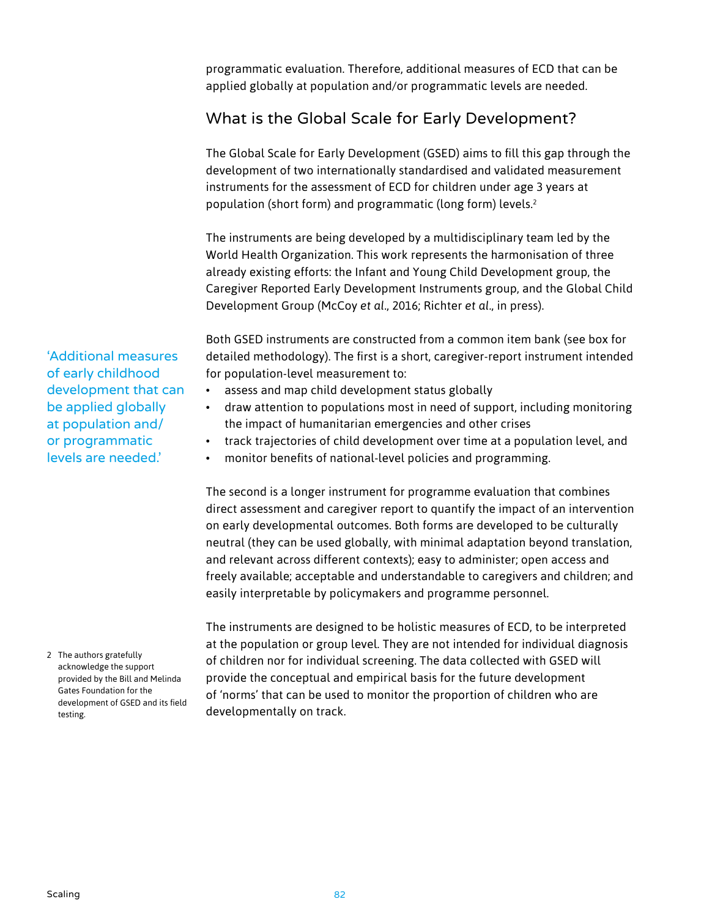programmatic evaluation. Therefore, additional measures of ECD that can be applied globally at population and/or programmatic levels are needed.

## What is the Global Scale for Early Development?

The Global Scale for Early Development (GSED) aims to fill this gap through the development of two internationally standardised and validated measurement instruments for the assessment of ECD for children under age 3 years at population (short form) and programmatic (long form) levels.[2]

The instruments are being developed by a multidisciplinary team led by the World Health Organization. This work represents the harmonisation of three already existing efforts: the Infant and Young Child Development group, the Caregiver Reported Early Development Instruments group, and the Global Child Development Group (McCoy *et al.*, 2016; Richter *et al.*, in press).

> 'Additional measures of early childhood development that can be applied globally at population and/or programmatic levels are needed.'

Both GSED instruments are constructed from a common item bank (see box for detailed methodology). The first is a short, caregiver-report instrument intended for population-level measurement to:

- assess and map child development status globally
- draw attention to populations most in need of support, including monitoring the impact of humanitarian emergencies and other crises
- track trajectories of child development over time at a population level, and
- monitor benefits of national-level policies and programming.

The second is a longer instrument for programme evaluation that combines direct assessment and caregiver report to quantify the impact of an intervention on early developmental outcomes. Both forms are developed to be culturally neutral (they can be used globally, with minimal adaptation beyond translation, and relevant across different contexts); easy to administer; open access and freely available; acceptable and understandable to caregivers and children; and easily interpretable by policymakers and programme personnel.

The instruments are designed to be holistic measures of ECD, to be interpreted at the population or group level. They are not intended for individual diagnosis of children nor for individual screening. The data collected with GSED will provide the conceptual and empirical basis for the future development of 'norms' that can be used to monitor the proportion of children who are developmentally on track.

2 The authors gratefully acknowledge the support provided by the Bill and Melinda Gates Foundation for the development of GSED and its field testing.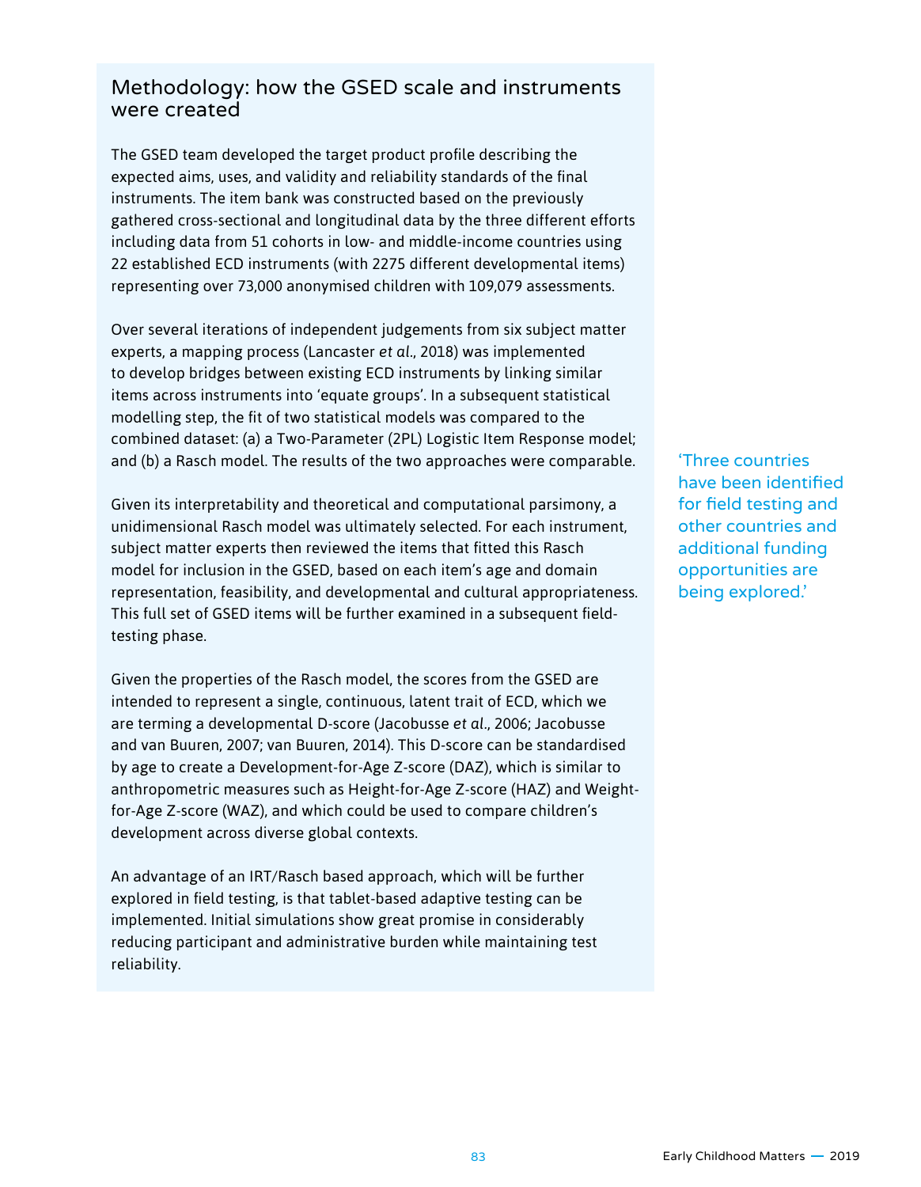## Methodology: how the GSED scale and instruments were created

The GSED team developed the target product profile describing the expected aims, uses, and validity and reliability standards of the final instruments. The item bank was constructed based on the previously gathered cross-sectional and longitudinal data by the three different efforts including data from 51 cohorts in low- and middle-income countries using 22 established ECD instruments (with 2275 different developmental items) representing over 73,000 anonymised children with 109,079 assessments.

Over several iterations of independent judgements from six subject matter experts, a mapping process (Lancaster *et al.*, 2018) was implemented to develop bridges between existing ECD instruments by linking similar items across instruments into 'equate groups'. In a subsequent statistical modelling step, the fit of two statistical models was compared to the combined dataset: (a) a Two-Parameter (2PL) Logistic Item Response model; and (b) a Rasch model. The results of the two approaches were comparable.

Given its interpretability and theoretical and computational parsimony, a unidimensional Rasch model was ultimately selected. For each instrument, subject matter experts then reviewed the items that fitted this Rasch model for inclusion in the GSED, based on each item's age and domain representation, feasibility, and developmental and cultural appropriateness. This full set of GSED items will be further examined in a subsequent field-testing phase.

Given the properties of the Rasch model, the scores from the GSED are intended to represent a single, continuous, latent trait of ECD, which we are terming a developmental D-score (Jacobusse *et al.*, 2006; Jacobusse and van Buuren, 2007; van Buuren, 2014). This D-score can be standardised by age to create a Development-for-Age Z-score (DAZ), which is similar to anthropometric measures such as Height-for-Age Z-score (HAZ) and Weight-for-Age Z-score (WAZ), and which could be used to compare children's development across diverse global contexts.

An advantage of an IRT/Rasch based approach, which will be further explored in field testing, is that tablet-based adaptive testing can be implemented. Initial simulations show great promise in considerably reducing participant and administrative burden while maintaining test reliability.

'Three countries have been identified for field testing and other countries and additional funding opportunities are being explored.'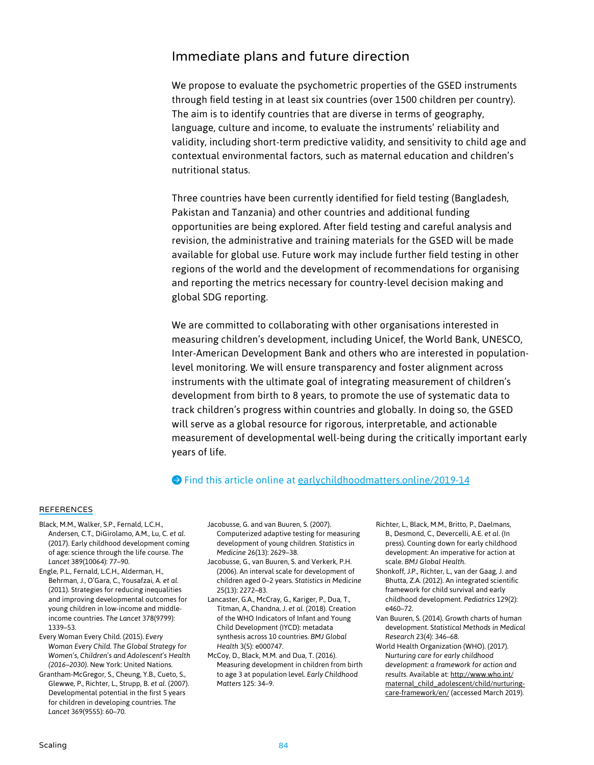## Immediate plans and future direction

We propose to evaluate the psychometric properties of the GSED instruments through field testing in at least six countries (over 1500 children per country). The aim is to identify countries that are diverse in terms of geography, language, culture and income, to evaluate the instruments' reliability and validity, including short-term predictive validity, and sensitivity to child age and contextual environmental factors, such as maternal education and children's nutritional status.

Three countries have been currently identified for field testing (Bangladesh, Pakistan and Tanzania) and other countries and additional funding opportunities are being explored. After field testing and careful analysis and revision, the administrative and training materials for the GSED will be made available for global use. Future work may include further field testing in other regions of the world and the development of recommendations for organising and reporting the metrics necessary for country-level decision making and global SDG reporting.

We are committed to collaborating with other organisations interested in measuring children's development, including Unicef, the World Bank, UNESCO, Inter-American Development Bank and others who are interested in population-level monitoring. We will ensure transparency and foster alignment across instruments with the ultimate goal of integrating measurement of children's development from birth to 8 years, to promote the use of systematic data to track children's progress within countries and globally. In doing so, the GSED will serve as a global resource for rigorous, interpretable, and actionable measurement of developmental well-being during the critically important early years of life.

Find this article online at [earlychildhoodmatters.online/2019-14](earlychildhoodmatters.online/2019-14)

### REFERENCES

Black, M.M., Walker, S.P., Fernald, L.C.H., Andersen, C.T., DiGirolamo, A.M., Lu, C. *et al.* (2017). Early childhood development coming of age: science through the life course. *The Lancet* 389(10064): 77–90.

Engle, P.L., Fernald, L.C.H., Alderman, H., Behrman, J., O'Gara, C., Yousafzai, A. *et al.* (2011). Strategies for reducing inequalities and improving developmental outcomes for young children in low-income and middle-income countries. *The Lancet* 378(9799): 1339–53.

Every Woman Every Child. (2015). *Every Woman Every Child. The Global Strategy for Women's, Children's and Adolescent's Health (2016–2030).* New York: United Nations.

Grantham-McGregor, S., Cheung, Y.B., Cueto, S., Glewwe, P., Richter, L., Strupp, B. *et al.* (2007). Developmental potential in the first 5 years for children in developing countries. *The Lancet* 369(9555): 60–70.

Jacobusse, G. and van Buuren, S. (2007). Computerized adaptive testing for measuring development of young children. *Statistics in Medicine* 26(13): 2629–38.

Jacobusse, G., van Buuren, S. and Verkerk, P.H. (2006). An interval scale for development of children aged 0–2 years. *Statistics in Medicine* 25(13): 2272–83.

Lancaster, G.A., McCray, G., Kariger, P., Dua, T., Titman, A., Chandna, J. *et al.* (2018). Creation of the WHO Indicators of Infant and Young Child Development (IYCD): metadata synthesis across 10 countries. *BMJ Global Health* 3(5): e000747.

McCoy, D., Black, M.M. and Dua, T. (2016). Measuring development in children from birth to age 3 at population level. *Early Childhood Matters* 125: 34–9.

Richter, L., Black, M.M., Britto, P., Daelmans, B., Desmond, C., Devercelli, A.E. *et al.* (In press). Counting down for early childhood development: An imperative for action at scale. *BMJ Global Health.*

Shonkoff, J.P., Richter, L., van der Gaag, J. and Bhutta, Z.A. (2012). An integrated scientific framework for child survival and early childhood development. *Pediatrics* 129(2): e460–72.

Van Buuren, S. (2014). Growth charts of human development. *Statistical Methods in Medical Research* 23(4): 346–68.

World Health Organization (WHO). (2017). *Nurturing care for early childhood development: a framework for action and results.* Available at: [http://www.who.int/maternal_child_adolescent/child/nurturing-care-framework/en/](http://www.who.int/maternal_child_adolescent/child/nurturing-care-framework/en/) (accessed March 2019).